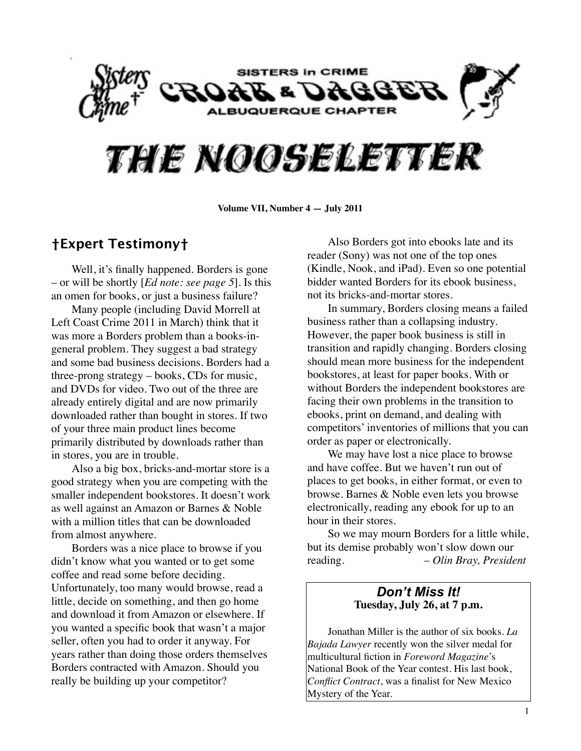# Sisters in Crime — Croak & Dagger — Albuquerque Chapter

# THE NOOSELETTER

**Volume VII, Number 4 — July 2011**

## †Expert Testimony†

Well, it's finally happened. Borders is gone – or will be shortly [*Ed note: see page 5*]. Is this an omen for books, or just a business failure?

Many people (including David Morrell at Left Coast Crime 2011 in March) think that it was more a Borders problem than a books-in-general problem. They suggest a bad strategy and some bad business decisions. Borders had a three-prong strategy – books, CDs for music, and DVDs for video. Two out of the three are already entirely digital and are now primarily downloaded rather than bought in stores. If two of your three main product lines become primarily distributed by downloads rather than in stores, you are in trouble.

Also a big box, bricks-and-mortar store is a good strategy when you are competing with the smaller independent bookstores. It doesn't work as well against an Amazon or Barnes & Noble with a million titles that can be downloaded from almost anywhere.

Borders was a nice place to browse if you didn't know what you wanted or to get some coffee and read some before deciding. Unfortunately, too many would browse, read a little, decide on something, and then go home and download it from Amazon or elsewhere. If you wanted a specific book that wasn't a major seller, often you had to order it anyway. For years rather than doing those orders themselves Borders contracted with Amazon. Should you really be building up your competitor?

Also Borders got into ebooks late and its reader (Sony) was not one of the top ones (Kindle, Nook, and iPad). Even so one potential bidder wanted Borders for its ebook business, not its bricks-and-mortar stores.

In summary, Borders closing means a failed business rather than a collapsing industry. However, the paper book business is still in transition and rapidly changing. Borders closing should mean more business for the independent bookstores, at least for paper books. With or without Borders the independent bookstores are facing their own problems in the transition to ebooks, print on demand, and dealing with competitors' inventories of millions that you can order as paper or electronically.

We may have lost a nice place to browse and have coffee. But we haven't run out of places to get books, in either format, or even to browse. Barnes & Noble even lets you browse electronically, reading any ebook for up to an hour in their stores.

So we may mourn Borders for a little while, but its demise probably won't slow down our reading. *– Olin Bray, President*

### *Don't Miss It!*

**Tuesday, July 26, at 7 p.m.**

Jonathan Miller is the author of six books. *La Bajada Lawyer* recently won the silver medal for multicultural fiction in *Foreword Magazine*'s National Book of the Year contest. His last book, *Conflict Contract*, was a finalist for New Mexico Mystery of the Year.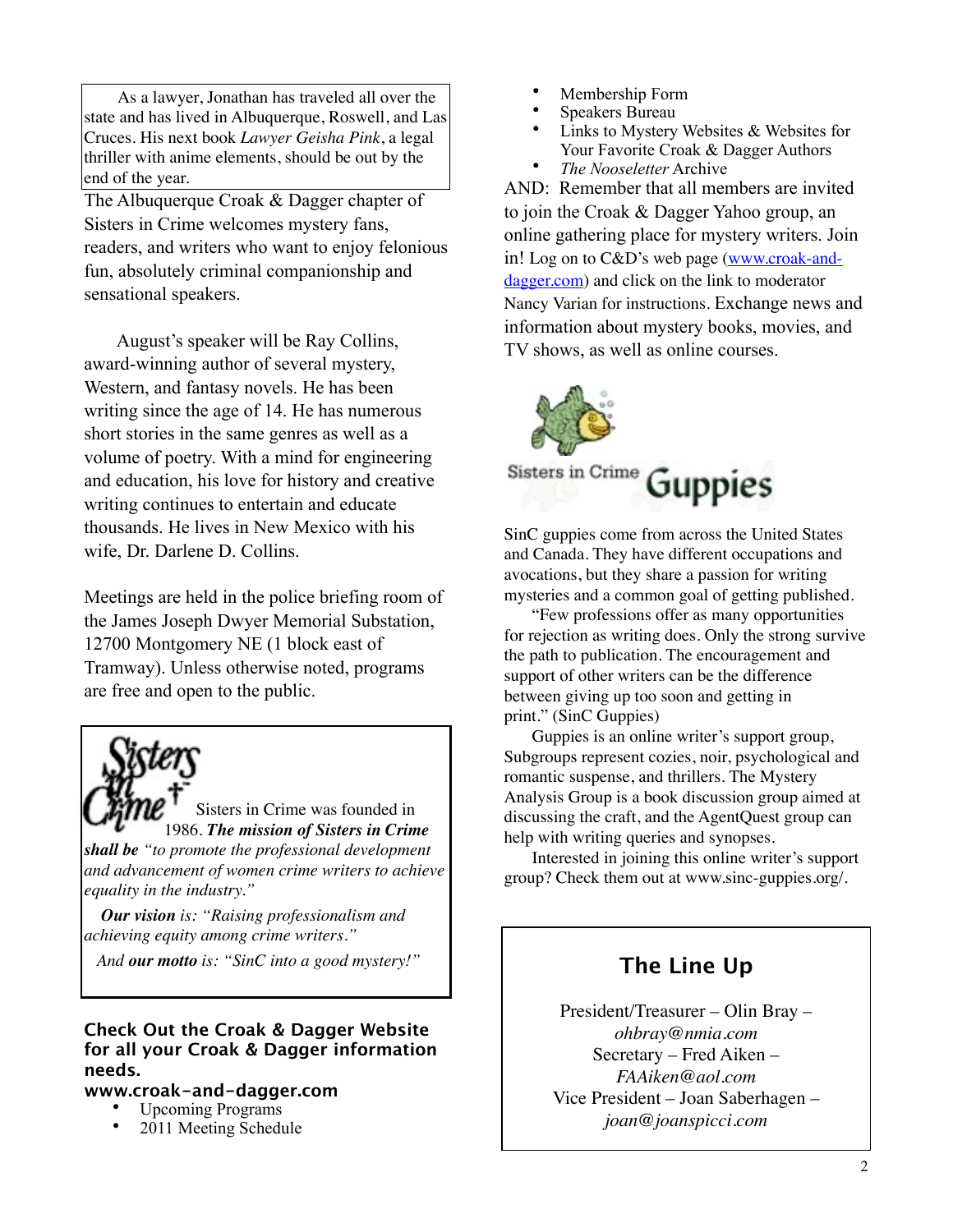As a lawyer, Jonathan has traveled all over the state and has lived in Albuquerque, Roswell, and Las Cruces. His next book *Lawyer Geisha Pink*, a legal thriller with anime elements, should be out by the end of the year.

The Albuquerque Croak & Dagger chapter of Sisters in Crime welcomes mystery fans, readers, and writers who want to enjoy felonious fun, absolutely criminal companionship and sensational speakers.

August's speaker will be Ray Collins, award-winning author of several mystery, Western, and fantasy novels. He has been writing since the age of 14. He has numerous short stories in the same genres as well as a volume of poetry. With a mind for engineering and education, his love for history and creative writing continues to entertain and educate thousands. He lives in New Mexico with his wife, Dr. Darlene D. Collins.

Meetings are held in the police briefing room of the James Joseph Dwyer Memorial Substation, 12700 Montgomery NE (1 block east of Tramway). Unless otherwise noted, programs are free and open to the public.

Sisters in Crime was founded in 1986. ***The mission of Sisters in Crime shall be*** *"to promote the professional development and advancement of women crime writers to achieve equality in the industry."*

***Our vision*** *is: "Raising professionalism and achieving equity among crime writers."*

*And* ***our motto*** *is: "SinC into a good mystery!"*

**Check Out the Croak & Dagger Website for all your Croak & Dagger information needs.**
**www.croak-and-dagger.com**

- Upcoming Programs
- 2011 Meeting Schedule
- Membership Form
- Speakers Bureau
- Links to Mystery Websites & Websites for Your Favorite Croak & Dagger Authors
- *The Nooseletter* Archive

AND: Remember that all members are invited to join the Croak & Dagger Yahoo group, an online gathering place for mystery writers. Join in! Log on to C&D's web page (www.croak-and-dagger.com) and click on the link to moderator Nancy Varian for instructions. Exchange news and information about mystery books, movies, and TV shows, as well as online courses.

Sisters in Crime **Guppies**

SinC guppies come from across the United States and Canada. They have different occupations and avocations, but they share a passion for writing mysteries and a common goal of getting published.

"Few professions offer as many opportunities for rejection as writing does. Only the strong survive the path to publication. The encouragement and support of other writers can be the difference between giving up too soon and getting in print." (SinC Guppies)

Guppies is an online writer's support group, Subgroups represent cozies, noir, psychological and romantic suspense, and thrillers. The Mystery Analysis Group is a book discussion group aimed at discussing the craft, and the AgentQuest group can help with writing queries and synopses.

Interested in joining this online writer's support group? Check them out at www.sinc-guppies.org/.

## The Line Up

President/Treasurer – Olin Bray – *ohbray@nmia.com*
Secretary – Fred Aiken – *FAAiken@aol.com*
Vice President – Joan Saberhagen – *joan@joanspicci.com*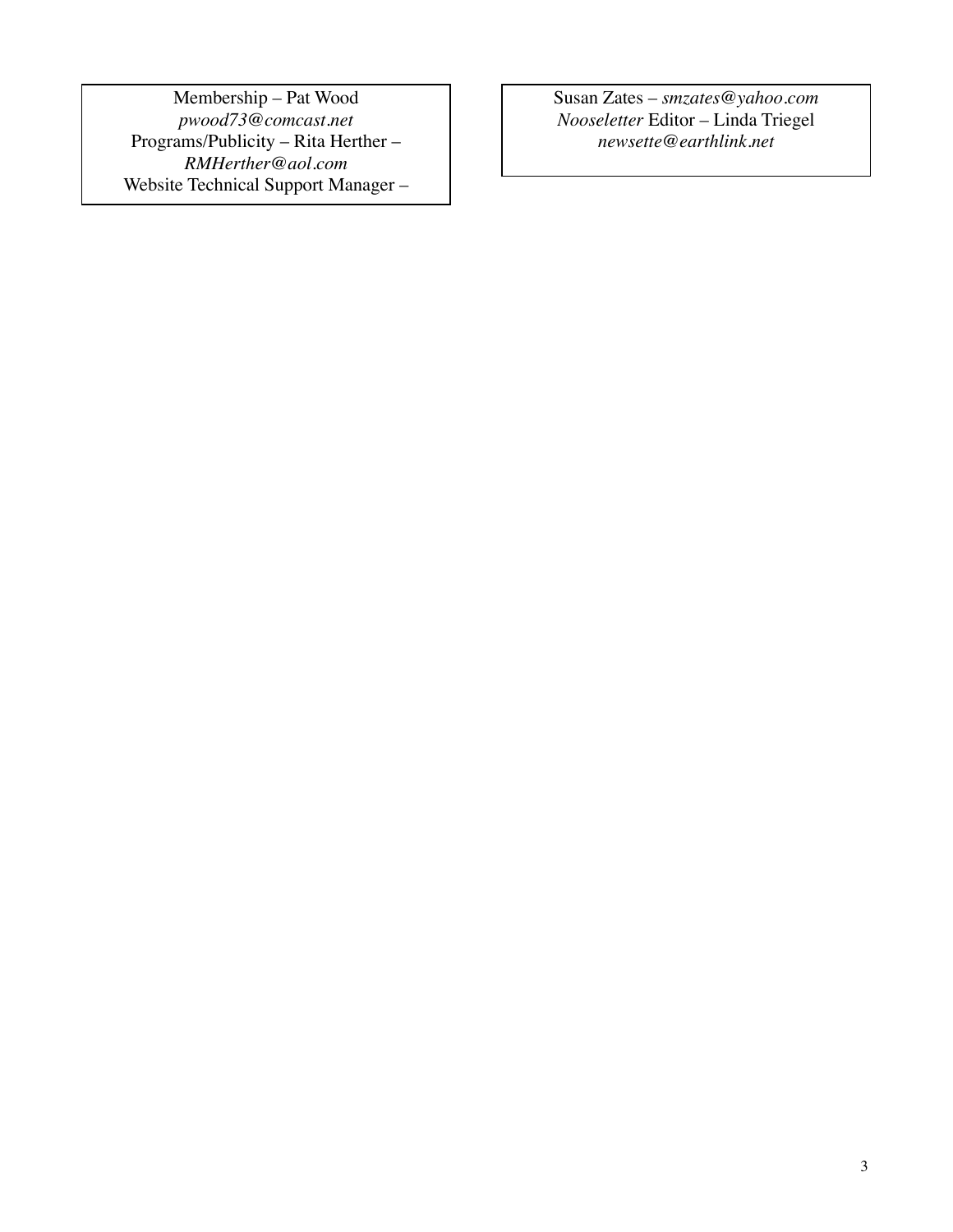Membership – Pat Wood
*pwood73@comcast.net*
Programs/Publicity – Rita Herther –
*RMHerther@aol.com*
Website Technical Support Manager –

Susan Zates – *smzates@yahoo.com*
*Nooseletter* Editor – Linda Triegel
*newsette@earthlink.net*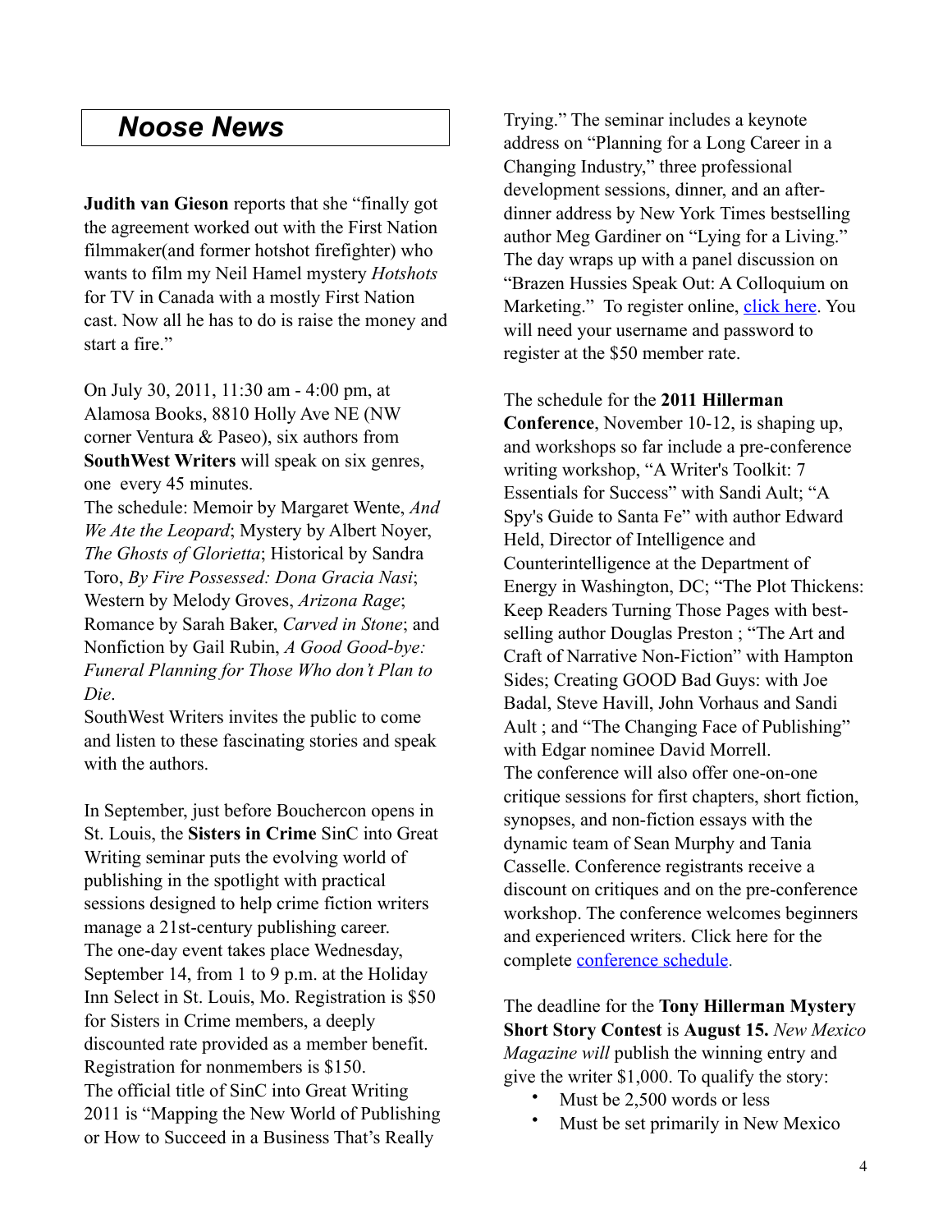## *Noose News*

**Judith van Gieson** reports that she "finally got the agreement worked out with the First Nation filmmaker(and former hotshot firefighter) who wants to film my Neil Hamel mystery *Hotshots* for TV in Canada with a mostly First Nation cast. Now all he has to do is raise the money and start a fire."

On July 30, 2011, 11:30 am - 4:00 pm, at Alamosa Books, 8810 Holly Ave NE (NW corner Ventura & Paseo), six authors from **SouthWest Writers** will speak on six genres, one every 45 minutes.
The schedule: Memoir by Margaret Wente, *And We Ate the Leopard*; Mystery by Albert Noyer, *The Ghosts of Glorietta*; Historical by Sandra Toro, *By Fire Possessed: Dona Gracia Nasi*; Western by Melody Groves, *Arizona Rage*; Romance by Sarah Baker, *Carved in Stone*; and Nonfiction by Gail Rubin, *A Good Good-bye: Funeral Planning for Those Who don't Plan to Die*.
SouthWest Writers invites the public to come and listen to these fascinating stories and speak with the authors.

In September, just before Bouchercon opens in St. Louis, the **Sisters in Crime** SinC into Great Writing seminar puts the evolving world of publishing in the spotlight with practical sessions designed to help crime fiction writers manage a 21st-century publishing career.
The one-day event takes place Wednesday, September 14, from 1 to 9 p.m. at the Holiday Inn Select in St. Louis, Mo. Registration is $50 for Sisters in Crime members, a deeply discounted rate provided as a member benefit. Registration for nonmembers is $150.
The official title of SinC into Great Writing 2011 is "Mapping the New World of Publishing or How to Succeed in a Business That's Really Trying." The seminar includes a keynote address on "Planning for a Long Career in a Changing Industry," three professional development sessions, dinner, and an after-dinner address by New York Times bestselling author Meg Gardiner on "Lying for a Living." The day wraps up with a panel discussion on "Brazen Hussies Speak Out: A Colloquium on Marketing." To register online, click here. You will need your username and password to register at the $50 member rate.

The schedule for the **2011 Hillerman Conference**, November 10-12, is shaping up, and workshops so far include a pre-conference writing workshop, "A Writer's Toolkit: 7 Essentials for Success" with Sandi Ault; "A Spy's Guide to Santa Fe" with author Edward Held, Director of Intelligence and Counterintelligence at the Department of Energy in Washington, DC; "The Plot Thickens: Keep Readers Turning Those Pages with best-selling author Douglas Preston ; "The Art and Craft of Narrative Non-Fiction" with Hampton Sides; Creating GOOD Bad Guys: with Joe Badal, Steve Havill, John Vorhaus and Sandi Ault ; and "The Changing Face of Publishing" with Edgar nominee David Morrell.
The conference will also offer one-on-one critique sessions for first chapters, short fiction, synopses, and non-fiction essays with the dynamic team of Sean Murphy and Tania Casselle. Conference registrants receive a discount on critiques and on the pre-conference workshop. The conference welcomes beginners and experienced writers. Click here for the complete conference schedule.

The deadline for the **Tony Hillerman Mystery Short Story Contest** is **August 15.** *New Mexico Magazine will* publish the winning entry and give the writer $1,000. To qualify the story:

- Must be 2,500 words or less
- Must be set primarily in New Mexico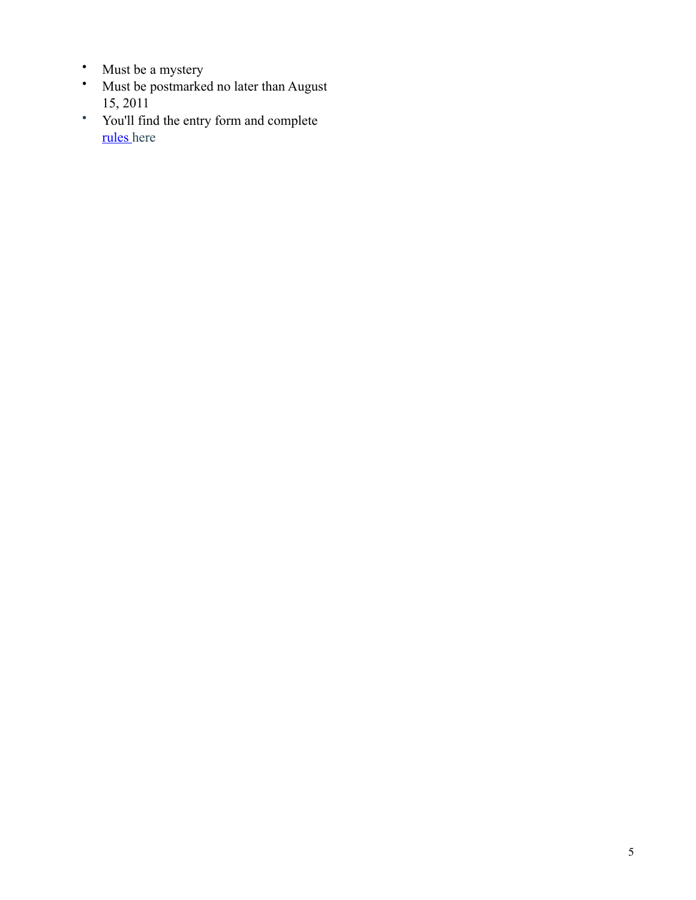- Must be a mystery
- Must be postmarked no later than August 15, 2011
- You'll find the entry form and complete rules here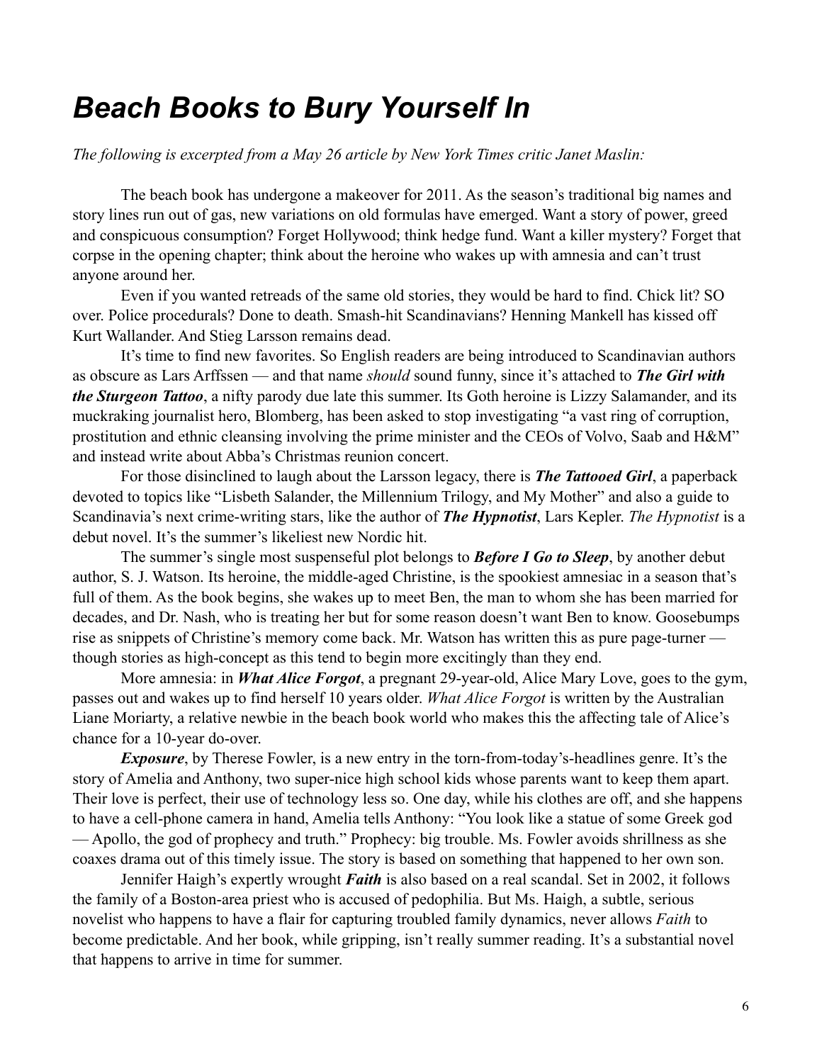# *Beach Books to Bury Yourself In*

*The following is excerpted from a May 26 article by New York Times critic Janet Maslin:*

The beach book has undergone a makeover for 2011. As the season's traditional big names and story lines run out of gas, new variations on old formulas have emerged. Want a story of power, greed and conspicuous consumption? Forget Hollywood; think hedge fund. Want a killer mystery? Forget that corpse in the opening chapter; think about the heroine who wakes up with amnesia and can't trust anyone around her.

Even if you wanted retreads of the same old stories, they would be hard to find. Chick lit? SO over. Police procedurals? Done to death. Smash-hit Scandinavians? Henning Mankell has kissed off Kurt Wallander. And Stieg Larsson remains dead.

It's time to find new favorites. So English readers are being introduced to Scandinavian authors as obscure as Lars Arffssen — and that name *should* sound funny, since it's attached to ***The Girl with the Sturgeon Tattoo***, a nifty parody due late this summer. Its Goth heroine is Lizzy Salamander, and its muckraking journalist hero, Blomberg, has been asked to stop investigating "a vast ring of corruption, prostitution and ethnic cleansing involving the prime minister and the CEOs of Volvo, Saab and H&M" and instead write about Abba's Christmas reunion concert.

For those disinclined to laugh about the Larsson legacy, there is ***The Tattooed Girl***, a paperback devoted to topics like "Lisbeth Salander, the Millennium Trilogy, and My Mother" and also a guide to Scandinavia's next crime-writing stars, like the author of ***The Hypnotist***, Lars Kepler. *The Hypnotist* is a debut novel. It's the summer's likeliest new Nordic hit.

The summer's single most suspenseful plot belongs to ***Before I Go to Sleep***, by another debut author, S. J. Watson. Its heroine, the middle-aged Christine, is the spookiest amnesiac in a season that's full of them. As the book begins, she wakes up to meet Ben, the man to whom she has been married for decades, and Dr. Nash, who is treating her but for some reason doesn't want Ben to know. Goosebumps rise as snippets of Christine's memory come back. Mr. Watson has written this as pure page-turner — though stories as high-concept as this tend to begin more excitingly than they end.

More amnesia: in ***What Alice Forgot***, a pregnant 29-year-old, Alice Mary Love, goes to the gym, passes out and wakes up to find herself 10 years older. *What Alice Forgot* is written by the Australian Liane Moriarty, a relative newbie in the beach book world who makes this the affecting tale of Alice's chance for a 10-year do-over.

***Exposure***, by Therese Fowler, is a new entry in the torn-from-today's-headlines genre. It's the story of Amelia and Anthony, two super-nice high school kids whose parents want to keep them apart. Their love is perfect, their use of technology less so. One day, while his clothes are off, and she happens to have a cell-phone camera in hand, Amelia tells Anthony: "You look like a statue of some Greek god — Apollo, the god of prophecy and truth." Prophecy: big trouble. Ms. Fowler avoids shrillness as she coaxes drama out of this timely issue. The story is based on something that happened to her own son.

Jennifer Haigh's expertly wrought ***Faith*** is also based on a real scandal. Set in 2002, it follows the family of a Boston-area priest who is accused of pedophilia. But Ms. Haigh, a subtle, serious novelist who happens to have a flair for capturing troubled family dynamics, never allows *Faith* to become predictable. And her book, while gripping, isn't really summer reading. It's a substantial novel that happens to arrive in time for summer.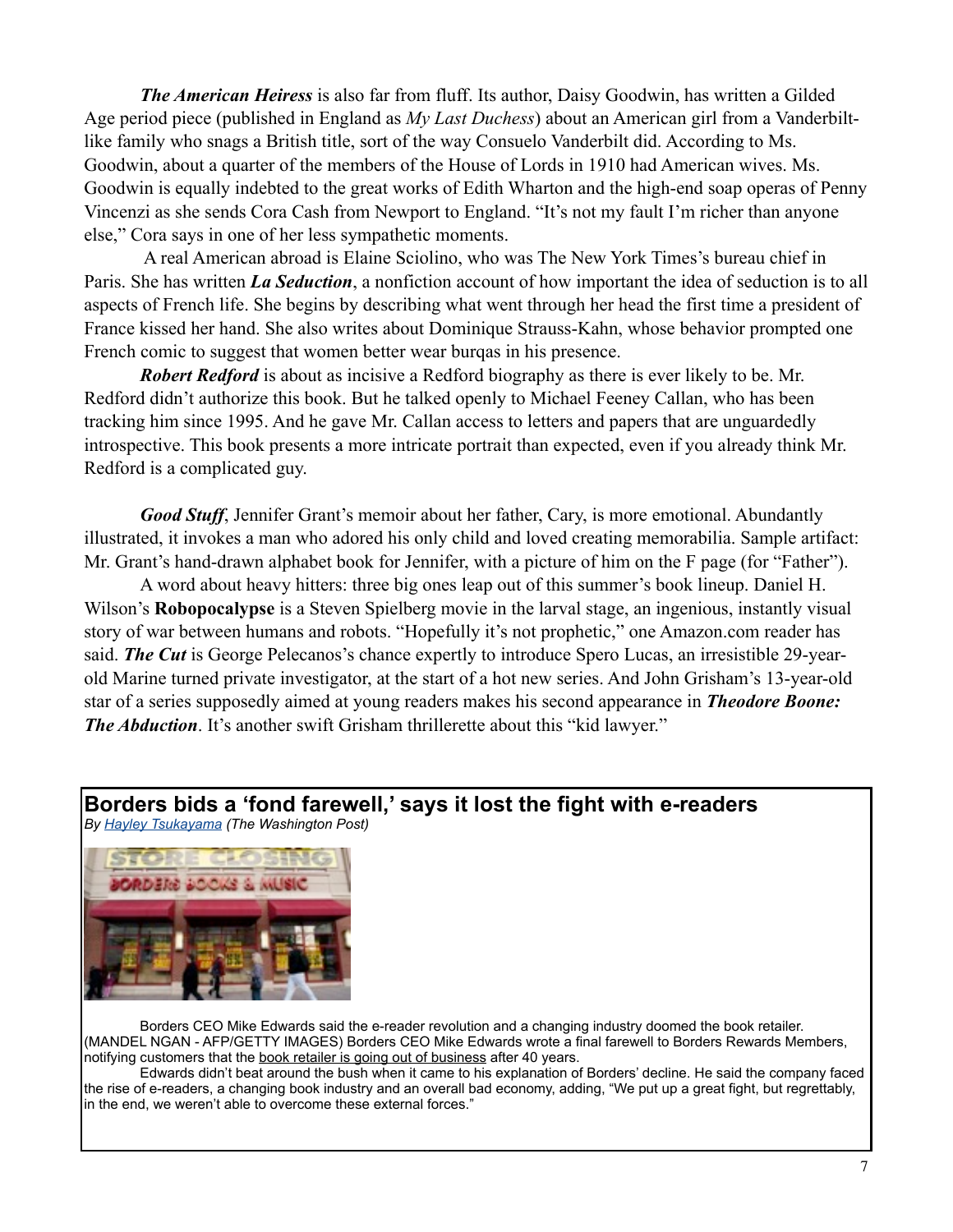***The American Heiress*** is also far from fluff. Its author, Daisy Goodwin, has written a Gilded Age period piece (published in England as *My Last Duchess*) about an American girl from a Vanderbilt-like family who snags a British title, sort of the way Consuelo Vanderbilt did. According to Ms. Goodwin, about a quarter of the members of the House of Lords in 1910 had American wives. Ms. Goodwin is equally indebted to the great works of Edith Wharton and the high-end soap operas of Penny Vincenzi as she sends Cora Cash from Newport to England. "It's not my fault I'm richer than anyone else," Cora says in one of her less sympathetic moments.

A real American abroad is Elaine Sciolino, who was The New York Times's bureau chief in Paris. She has written ***La Seduction***, a nonfiction account of how important the idea of seduction is to all aspects of French life. She begins by describing what went through her head the first time a president of France kissed her hand. She also writes about Dominique Strauss-Kahn, whose behavior prompted one French comic to suggest that women better wear burqas in his presence.

***Robert Redford*** is about as incisive a Redford biography as there is ever likely to be. Mr. Redford didn't authorize this book. But he talked openly to Michael Feeney Callan, who has been tracking him since 1995. And he gave Mr. Callan access to letters and papers that are unguardedly introspective. This book presents a more intricate portrait than expected, even if you already think Mr. Redford is a complicated guy.

***Good Stuff***, Jennifer Grant's memoir about her father, Cary, is more emotional. Abundantly illustrated, it invokes a man who adored his only child and loved creating memorabilia. Sample artifact: Mr. Grant's hand-drawn alphabet book for Jennifer, with a picture of him on the F page (for "Father").

A word about heavy hitters: three big ones leap out of this summer's book lineup. Daniel H. Wilson's **Robopocalypse** is a Steven Spielberg movie in the larval stage, an ingenious, instantly visual story of war between humans and robots. "Hopefully it's not prophetic," one Amazon.com reader has said. ***The Cut*** is George Pelecanos's chance expertly to introduce Spero Lucas, an irresistible 29-year-old Marine turned private investigator, at the start of a hot new series. And John Grisham's 13-year-old star of a series supposedly aimed at young readers makes his second appearance in ***Theodore Boone: The Abduction***. It's another swift Grisham thrillerette about this "kid lawyer."

## Borders bids a 'fond farewell,' says it lost the fight with e-readers

*By Hayley Tsukayama (The Washington Post)*

Borders CEO Mike Edwards said the e-reader revolution and a changing industry doomed the book retailer. (MANDEL NGAN - AFP/GETTY IMAGES) Borders CEO Mike Edwards wrote a final farewell to Borders Rewards Members, notifying customers that the book retailer is going out of business after 40 years.

Edwards didn't beat around the bush when it came to his explanation of Borders' decline. He said the company faced the rise of e-readers, a changing book industry and an overall bad economy, adding, "We put up a great fight, but regrettably, in the end, we weren't able to overcome these external forces."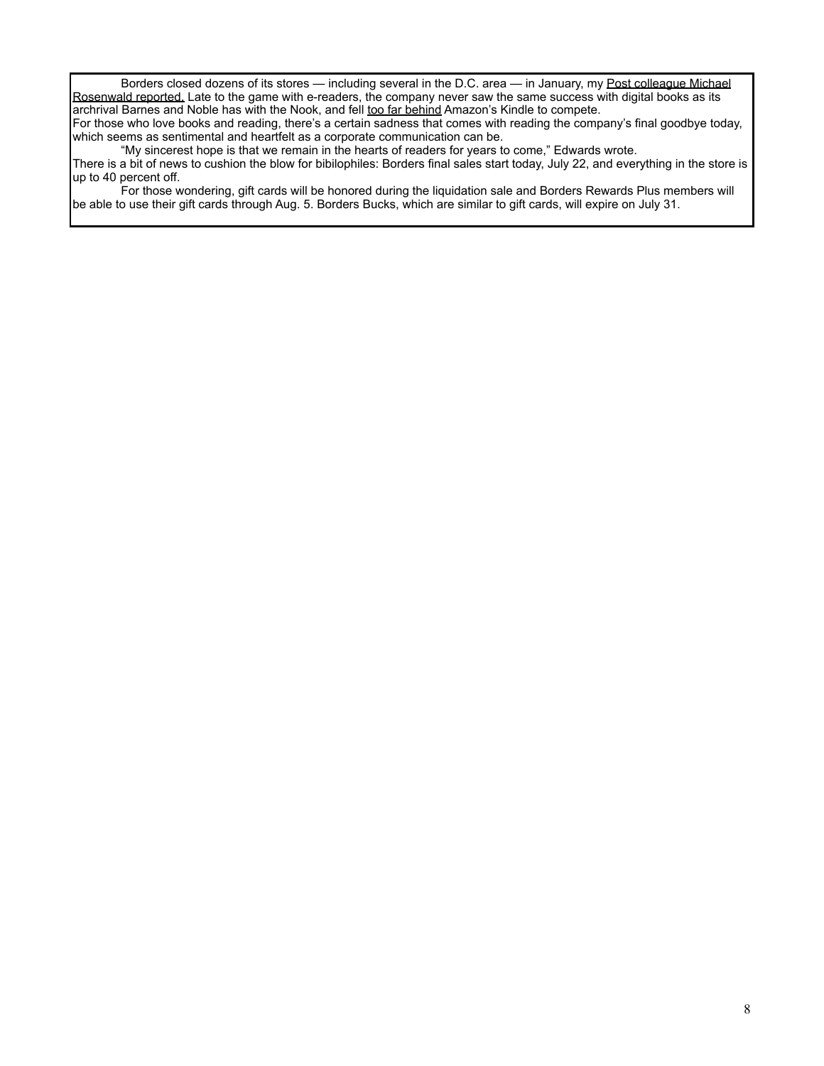Borders closed dozens of its stores — including several in the D.C. area — in January, my Post colleague Michael Rosenwald reported. Late to the game with e-readers, the company never saw the same success with digital books as its archrival Barnes and Noble has with the Nook, and fell too far behind Amazon's Kindle to compete.

For those who love books and reading, there's a certain sadness that comes with reading the company's final goodbye today, which seems as sentimental and heartfelt as a corporate communication can be.

"My sincerest hope is that we remain in the hearts of readers for years to come," Edwards wrote.

There is a bit of news to cushion the blow for bibilophiles: Borders final sales start today, July 22, and everything in the store is up to 40 percent off.

For those wondering, gift cards will be honored during the liquidation sale and Borders Rewards Plus members will be able to use their gift cards through Aug. 5. Borders Bucks, which are similar to gift cards, will expire on July 31.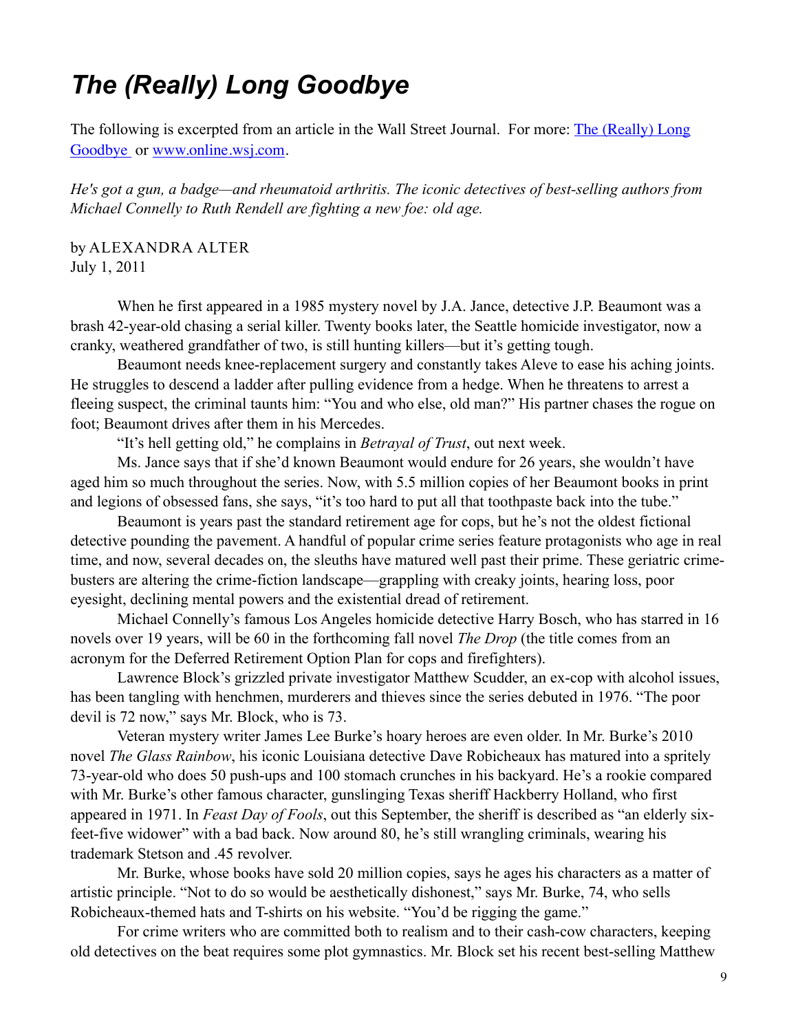# *The (Really) Long Goodbye*

The following is excerpted from an article in the Wall Street Journal. For more: [The (Really) Long Goodbye](#) or [www.online.wsj.com](http://www.online.wsj.com).

*He's got a gun, a badge—and rheumatoid arthritis. The iconic detectives of best-selling authors from Michael Connelly to Ruth Rendell are fighting a new foe: old age.*

by ALEXANDRA ALTER
July 1, 2011

When he first appeared in a 1985 mystery novel by J.A. Jance, detective J.P. Beaumont was a brash 42-year-old chasing a serial killer. Twenty books later, the Seattle homicide investigator, now a cranky, weathered grandfather of two, is still hunting killers—but it's getting tough.

Beaumont needs knee-replacement surgery and constantly takes Aleve to ease his aching joints. He struggles to descend a ladder after pulling evidence from a hedge. When he threatens to arrest a fleeing suspect, the criminal taunts him: "You and who else, old man?" His partner chases the rogue on foot; Beaumont drives after them in his Mercedes.

"It's hell getting old," he complains in *Betrayal of Trust*, out next week.

Ms. Jance says that if she'd known Beaumont would endure for 26 years, she wouldn't have aged him so much throughout the series. Now, with 5.5 million copies of her Beaumont books in print and legions of obsessed fans, she says, "it's too hard to put all that toothpaste back into the tube."

Beaumont is years past the standard retirement age for cops, but he's not the oldest fictional detective pounding the pavement. A handful of popular crime series feature protagonists who age in real time, and now, several decades on, the sleuths have matured well past their prime. These geriatric crime-busters are altering the crime-fiction landscape—grappling with creaky joints, hearing loss, poor eyesight, declining mental powers and the existential dread of retirement.

Michael Connelly's famous Los Angeles homicide detective Harry Bosch, who has starred in 16 novels over 19 years, will be 60 in the forthcoming fall novel *The Drop* (the title comes from an acronym for the Deferred Retirement Option Plan for cops and firefighters).

Lawrence Block's grizzled private investigator Matthew Scudder, an ex-cop with alcohol issues, has been tangling with henchmen, murderers and thieves since the series debuted in 1976. "The poor devil is 72 now," says Mr. Block, who is 73.

Veteran mystery writer James Lee Burke's hoary heroes are even older. In Mr. Burke's 2010 novel *The Glass Rainbow*, his iconic Louisiana detective Dave Robicheaux has matured into a spritely 73-year-old who does 50 push-ups and 100 stomach crunches in his backyard. He's a rookie compared with Mr. Burke's other famous character, gunslinging Texas sheriff Hackberry Holland, who first appeared in 1971. In *Feast Day of Fools*, out this September, the sheriff is described as "an elderly six-feet-five widower" with a bad back. Now around 80, he's still wrangling criminals, wearing his trademark Stetson and .45 revolver.

Mr. Burke, whose books have sold 20 million copies, says he ages his characters as a matter of artistic principle. "Not to do so would be aesthetically dishonest," says Mr. Burke, 74, who sells Robicheaux-themed hats and T-shirts on his website. "You'd be rigging the game."

For crime writers who are committed both to realism and to their cash-cow characters, keeping old detectives on the beat requires some plot gymnastics. Mr. Block set his recent best-selling Matthew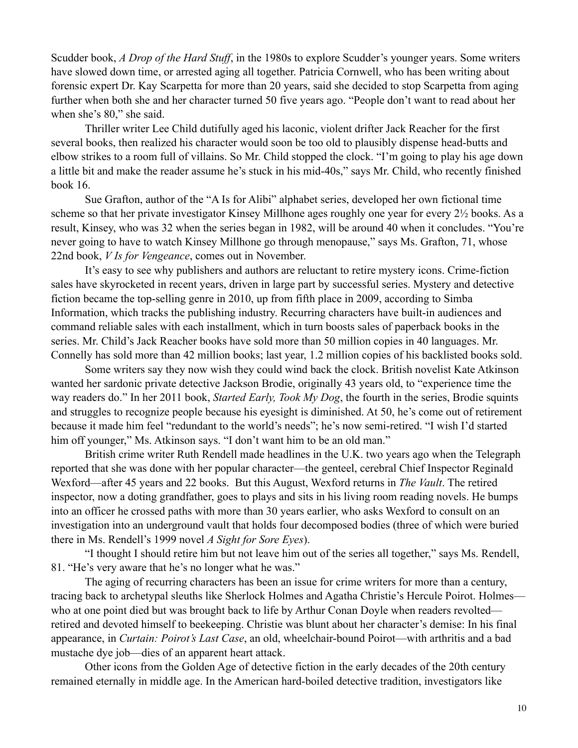Scudder book, *A Drop of the Hard Stuff*, in the 1980s to explore Scudder's younger years. Some writers have slowed down time, or arrested aging all together. Patricia Cornwell, who has been writing about forensic expert Dr. Kay Scarpetta for more than 20 years, said she decided to stop Scarpetta from aging further when both she and her character turned 50 five years ago. "People don't want to read about her when she's 80," she said.

Thriller writer Lee Child dutifully aged his laconic, violent drifter Jack Reacher for the first several books, then realized his character would soon be too old to plausibly dispense head-butts and elbow strikes to a room full of villains. So Mr. Child stopped the clock. "I'm going to play his age down a little bit and make the reader assume he's stuck in his mid-40s," says Mr. Child, who recently finished book 16.

Sue Grafton, author of the "A Is for Alibi" alphabet series, developed her own fictional time scheme so that her private investigator Kinsey Millhone ages roughly one year for every 2½ books. As a result, Kinsey, who was 32 when the series began in 1982, will be around 40 when it concludes. "You're never going to have to watch Kinsey Millhone go through menopause," says Ms. Grafton, 71, whose 22nd book, *V Is for Vengeance*, comes out in November.

It's easy to see why publishers and authors are reluctant to retire mystery icons. Crime-fiction sales have skyrocketed in recent years, driven in large part by successful series. Mystery and detective fiction became the top-selling genre in 2010, up from fifth place in 2009, according to Simba Information, which tracks the publishing industry. Recurring characters have built-in audiences and command reliable sales with each installment, which in turn boosts sales of paperback books in the series. Mr. Child's Jack Reacher books have sold more than 50 million copies in 40 languages. Mr. Connelly has sold more than 42 million books; last year, 1.2 million copies of his backlisted books sold.

Some writers say they now wish they could wind back the clock. British novelist Kate Atkinson wanted her sardonic private detective Jackson Brodie, originally 43 years old, to "experience time the way readers do." In her 2011 book, *Started Early, Took My Dog*, the fourth in the series, Brodie squints and struggles to recognize people because his eyesight is diminished. At 50, he's come out of retirement because it made him feel "redundant to the world's needs"; he's now semi-retired. "I wish I'd started him off younger," Ms. Atkinson says. "I don't want him to be an old man."

British crime writer Ruth Rendell made headlines in the U.K. two years ago when the Telegraph reported that she was done with her popular character—the genteel, cerebral Chief Inspector Reginald Wexford—after 45 years and 22 books. But this August, Wexford returns in *The Vault*. The retired inspector, now a doting grandfather, goes to plays and sits in his living room reading novels. He bumps into an officer he crossed paths with more than 30 years earlier, who asks Wexford to consult on an investigation into an underground vault that holds four decomposed bodies (three of which were buried there in Ms. Rendell's 1999 novel *A Sight for Sore Eyes*).

"I thought I should retire him but not leave him out of the series all together," says Ms. Rendell, 81. "He's very aware that he's no longer what he was."

The aging of recurring characters has been an issue for crime writers for more than a century, tracing back to archetypal sleuths like Sherlock Holmes and Agatha Christie's Hercule Poirot. Holmes—who at one point died but was brought back to life by Arthur Conan Doyle when readers revolted—retired and devoted himself to beekeeping. Christie was blunt about her character's demise: In his final appearance, in *Curtain: Poirot's Last Case*, an old, wheelchair-bound Poirot—with arthritis and a bad mustache dye job—dies of an apparent heart attack.

Other icons from the Golden Age of detective fiction in the early decades of the 20th century remained eternally in middle age. In the American hard-boiled detective tradition, investigators like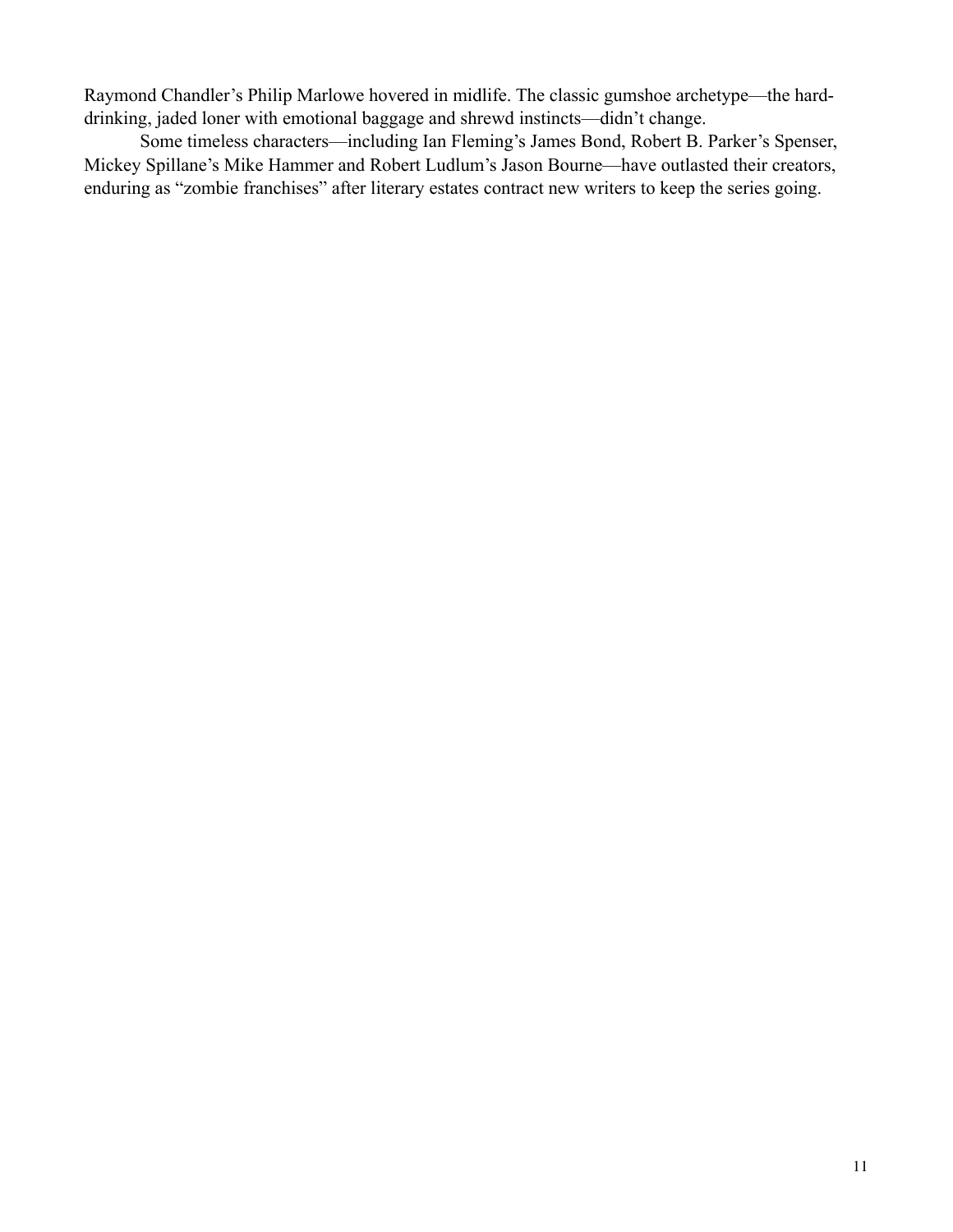Raymond Chandler's Philip Marlowe hovered in midlife. The classic gumshoe archetype—the hard-drinking, jaded loner with emotional baggage and shrewd instincts—didn't change.

Some timeless characters—including Ian Fleming's James Bond, Robert B. Parker's Spenser, Mickey Spillane's Mike Hammer and Robert Ludlum's Jason Bourne—have outlasted their creators, enduring as "zombie franchises" after literary estates contract new writers to keep the series going.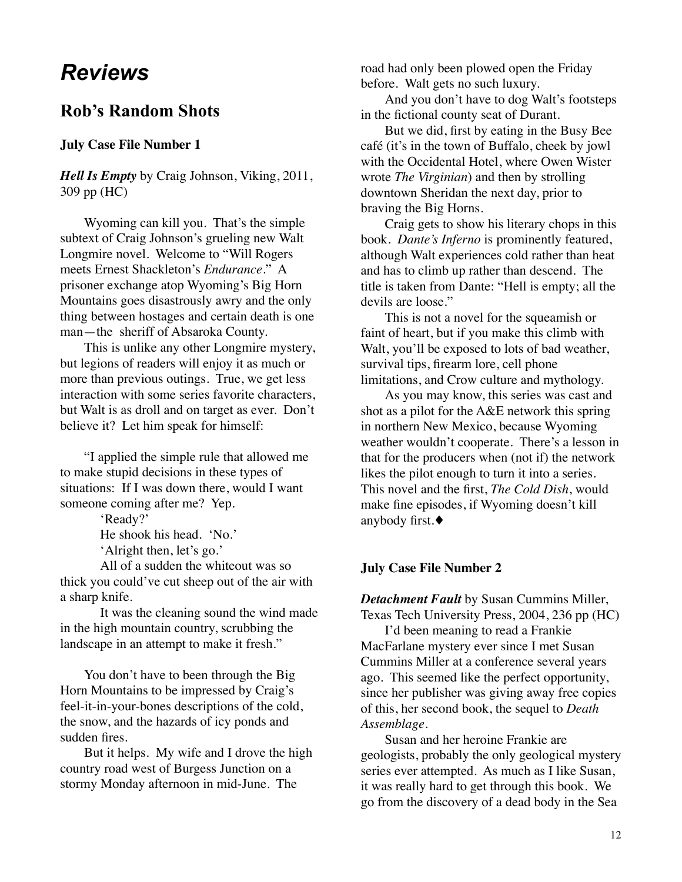# *Reviews*

## Rob's Random Shots

**July Case File Number 1**

***Hell Is Empty*** by Craig Johnson, Viking, 2011, 309 pp (HC)

Wyoming can kill you. That's the simple subtext of Craig Johnson's grueling new Walt Longmire novel. Welcome to "Will Rogers meets Ernest Shackleton's *Endurance*." A prisoner exchange atop Wyoming's Big Horn Mountains goes disastrously awry and the only thing between hostages and certain death is one man—the sheriff of Absaroka County.

This is unlike any other Longmire mystery, but legions of readers will enjoy it as much or more than previous outings. True, we get less interaction with some series favorite characters, but Walt is as droll and on target as ever. Don't believe it? Let him speak for himself:

"I applied the simple rule that allowed me to make stupid decisions in these types of situations: If I was down there, would I want someone coming after me? Yep.

'Ready?'

He shook his head. 'No.'

'Alright then, let's go.'

All of a sudden the whiteout was so thick you could've cut sheep out of the air with a sharp knife.

It was the cleaning sound the wind made in the high mountain country, scrubbing the landscape in an attempt to make it fresh."

You don't have to been through the Big Horn Mountains to be impressed by Craig's feel-it-in-your-bones descriptions of the cold, the snow, and the hazards of icy ponds and sudden fires.

But it helps. My wife and I drove the high country road west of Burgess Junction on a stormy Monday afternoon in mid-June. The road had only been plowed open the Friday before. Walt gets no such luxury.

And you don't have to dog Walt's footsteps in the fictional county seat of Durant.

But we did, first by eating in the Busy Bee café (it's in the town of Buffalo, cheek by jowl with the Occidental Hotel, where Owen Wister wrote *The Virginian*) and then by strolling downtown Sheridan the next day, prior to braving the Big Horns.

Craig gets to show his literary chops in this book. *Dante's Inferno* is prominently featured, although Walt experiences cold rather than heat and has to climb up rather than descend. The title is taken from Dante: "Hell is empty; all the devils are loose."

This is not a novel for the squeamish or faint of heart, but if you make this climb with Walt, you'll be exposed to lots of bad weather, survival tips, firearm lore, cell phone limitations, and Crow culture and mythology.

As you may know, this series was cast and shot as a pilot for the A&E network this spring in northern New Mexico, because Wyoming weather wouldn't cooperate. There's a lesson in that for the producers when (not if) the network likes the pilot enough to turn it into a series. This novel and the first, *The Cold Dish*, would make fine episodes, if Wyoming doesn't kill anybody first.♦

**July Case File Number 2**

***Detachment Fault*** by Susan Cummins Miller, Texas Tech University Press, 2004, 236 pp (HC)

I'd been meaning to read a Frankie MacFarlane mystery ever since I met Susan Cummins Miller at a conference several years ago. This seemed like the perfect opportunity, since her publisher was giving away free copies of this, her second book, the sequel to *Death Assemblage*.

Susan and her heroine Frankie are geologists, probably the only geological mystery series ever attempted. As much as I like Susan, it was really hard to get through this book. We go from the discovery of a dead body in the Sea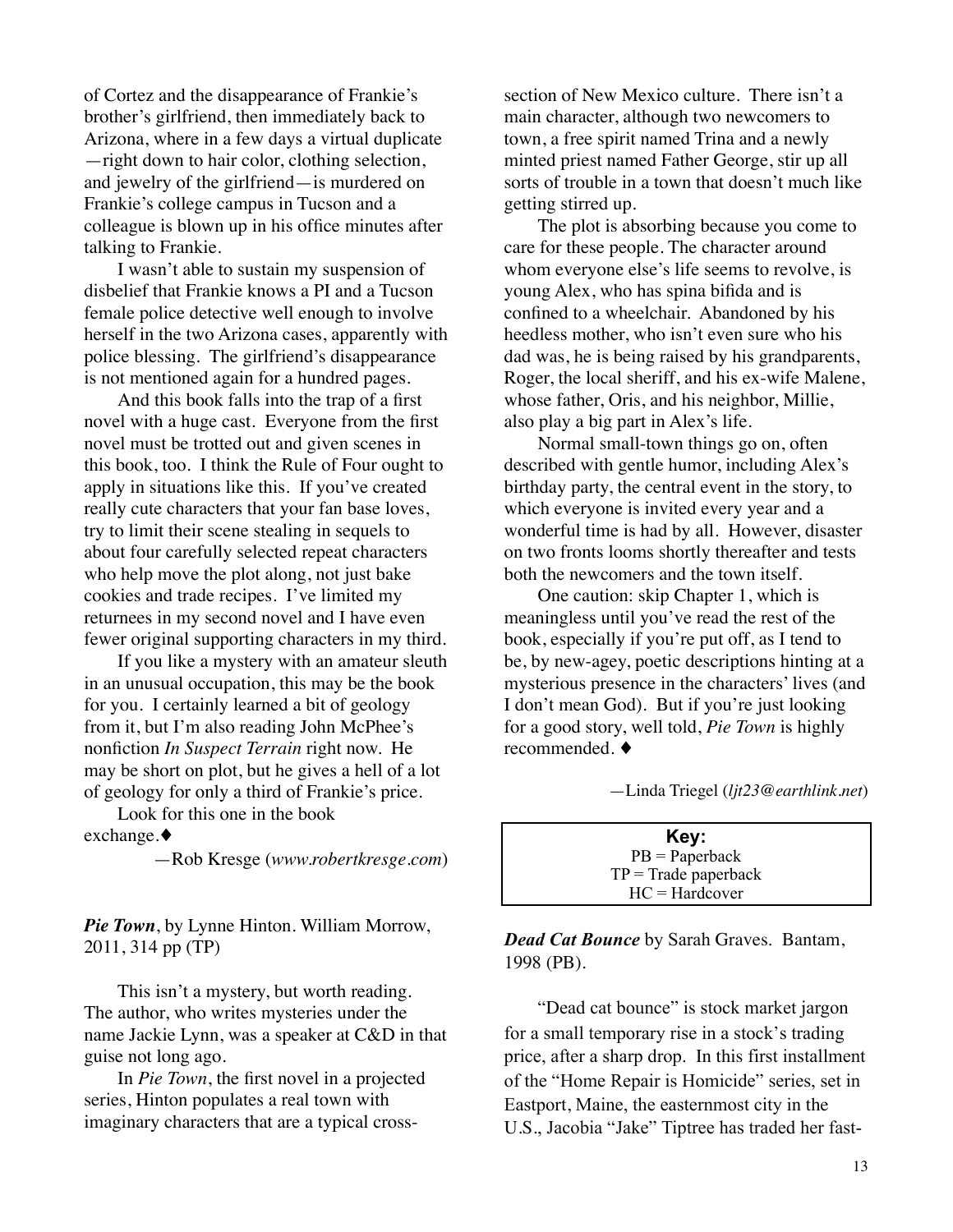of Cortez and the disappearance of Frankie's brother's girlfriend, then immediately back to Arizona, where in a few days a virtual duplicate—right down to hair color, clothing selection, and jewelry of the girlfriend—is murdered on Frankie's college campus in Tucson and a colleague is blown up in his office minutes after talking to Frankie.

I wasn't able to sustain my suspension of disbelief that Frankie knows a PI and a Tucson female police detective well enough to involve herself in the two Arizona cases, apparently with police blessing. The girlfriend's disappearance is not mentioned again for a hundred pages.

And this book falls into the trap of a first novel with a huge cast. Everyone from the first novel must be trotted out and given scenes in this book, too. I think the Rule of Four ought to apply in situations like this. If you've created really cute characters that your fan base loves, try to limit their scene stealing in sequels to about four carefully selected repeat characters who help move the plot along, not just bake cookies and trade recipes. I've limited my returnees in my second novel and I have even fewer original supporting characters in my third.

If you like a mystery with an amateur sleuth in an unusual occupation, this may be the book for you. I certainly learned a bit of geology from it, but I'm also reading John McPhee's nonfiction *In Suspect Terrain* right now. He may be short on plot, but he gives a hell of a lot of geology for only a third of Frankie's price.

Look for this one in the book exchange.♦

—Rob Kresge (*www.robertkresge.com*)

***Pie Town***, by Lynne Hinton. William Morrow, 2011, 314 pp (TP)

This isn't a mystery, but worth reading. The author, who writes mysteries under the name Jackie Lynn, was a speaker at C&D in that guise not long ago.

In *Pie Town*, the first novel in a projected series, Hinton populates a real town with imaginary characters that are a typical cross-section of New Mexico culture. There isn't a main character, although two newcomers to town, a free spirit named Trina and a newly minted priest named Father George, stir up all sorts of trouble in a town that doesn't much like getting stirred up.

The plot is absorbing because you come to care for these people. The character around whom everyone else's life seems to revolve, is young Alex, who has spina bifida and is confined to a wheelchair. Abandoned by his heedless mother, who isn't even sure who his dad was, he is being raised by his grandparents, Roger, the local sheriff, and his ex-wife Malene, whose father, Oris, and his neighbor, Millie, also play a big part in Alex's life.

Normal small-town things go on, often described with gentle humor, including Alex's birthday party, the central event in the story, to which everyone is invited every year and a wonderful time is had by all. However, disaster on two fronts looms shortly thereafter and tests both the newcomers and the town itself.

One caution: skip Chapter 1, which is meaningless until you've read the rest of the book, especially if you're put off, as I tend to be, by new-agey, poetic descriptions hinting at a mysterious presence in the characters' lives (and I don't mean God). But if you're just looking for a good story, well told, *Pie Town* is highly recommended. ♦

—Linda Triegel (*ljt23@earthlink.net*)

**Key:**
PB = Paperback
TP = Trade paperback
HC = Hardcover

***Dead Cat Bounce*** by Sarah Graves. Bantam, 1998 (PB).

"Dead cat bounce" is stock market jargon for a small temporary rise in a stock's trading price, after a sharp drop. In this first installment of the "Home Repair is Homicide" series, set in Eastport, Maine, the easternmost city in the U.S., Jacobia "Jake" Tiptree has traded her fast-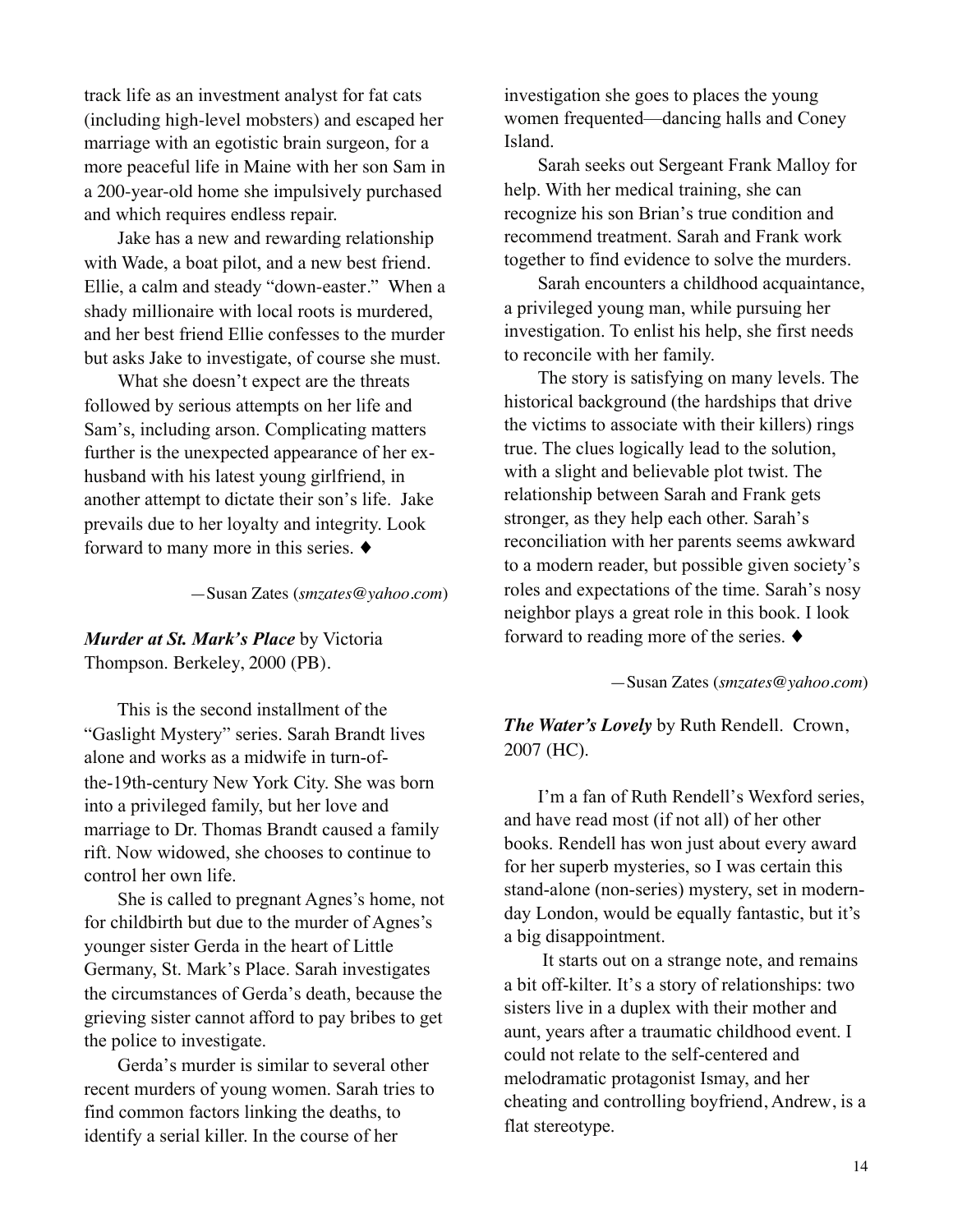track life as an investment analyst for fat cats (including high-level mobsters) and escaped her marriage with an egotistic brain surgeon, for a more peaceful life in Maine with her son Sam in a 200-year-old home she impulsively purchased and which requires endless repair.

Jake has a new and rewarding relationship with Wade, a boat pilot, and a new best friend. Ellie, a calm and steady "down-easter." When a shady millionaire with local roots is murdered, and her best friend Ellie confesses to the murder but asks Jake to investigate, of course she must.

What she doesn't expect are the threats followed by serious attempts on her life and Sam's, including arson. Complicating matters further is the unexpected appearance of her ex-husband with his latest young girlfriend, in another attempt to dictate their son's life. Jake prevails due to her loyalty and integrity. Look forward to many more in this series. ♦

—Susan Zates (*smzates@yahoo.com*)

***Murder at St. Mark's Place*** by Victoria Thompson. Berkeley, 2000 (PB).

This is the second installment of the "Gaslight Mystery" series. Sarah Brandt lives alone and works as a midwife in turn-of-the-19th-century New York City. She was born into a privileged family, but her love and marriage to Dr. Thomas Brandt caused a family rift. Now widowed, she chooses to continue to control her own life.

She is called to pregnant Agnes's home, not for childbirth but due to the murder of Agnes's younger sister Gerda in the heart of Little Germany, St. Mark's Place. Sarah investigates the circumstances of Gerda's death, because the grieving sister cannot afford to pay bribes to get the police to investigate.

Gerda's murder is similar to several other recent murders of young women. Sarah tries to find common factors linking the deaths, to identify a serial killer. In the course of her investigation she goes to places the young women frequented—dancing halls and Coney Island.

Sarah seeks out Sergeant Frank Malloy for help. With her medical training, she can recognize his son Brian's true condition and recommend treatment. Sarah and Frank work together to find evidence to solve the murders.

Sarah encounters a childhood acquaintance, a privileged young man, while pursuing her investigation. To enlist his help, she first needs to reconcile with her family.

The story is satisfying on many levels. The historical background (the hardships that drive the victims to associate with their killers) rings true. The clues logically lead to the solution, with a slight and believable plot twist. The relationship between Sarah and Frank gets stronger, as they help each other. Sarah's reconciliation with her parents seems awkward to a modern reader, but possible given society's roles and expectations of the time. Sarah's nosy neighbor plays a great role in this book. I look forward to reading more of the series. ♦

—Susan Zates (*smzates@yahoo.com*)

***The Water's Lovely*** by Ruth Rendell. Crown, 2007 (HC).

I'm a fan of Ruth Rendell's Wexford series, and have read most (if not all) of her other books. Rendell has won just about every award for her superb mysteries, so I was certain this stand-alone (non-series) mystery, set in modern-day London, would be equally fantastic, but it's a big disappointment.

It starts out on a strange note, and remains a bit off-kilter. It's a story of relationships: two sisters live in a duplex with their mother and aunt, years after a traumatic childhood event. I could not relate to the self-centered and melodramatic protagonist Ismay, and her cheating and controlling boyfriend, Andrew, is a flat stereotype.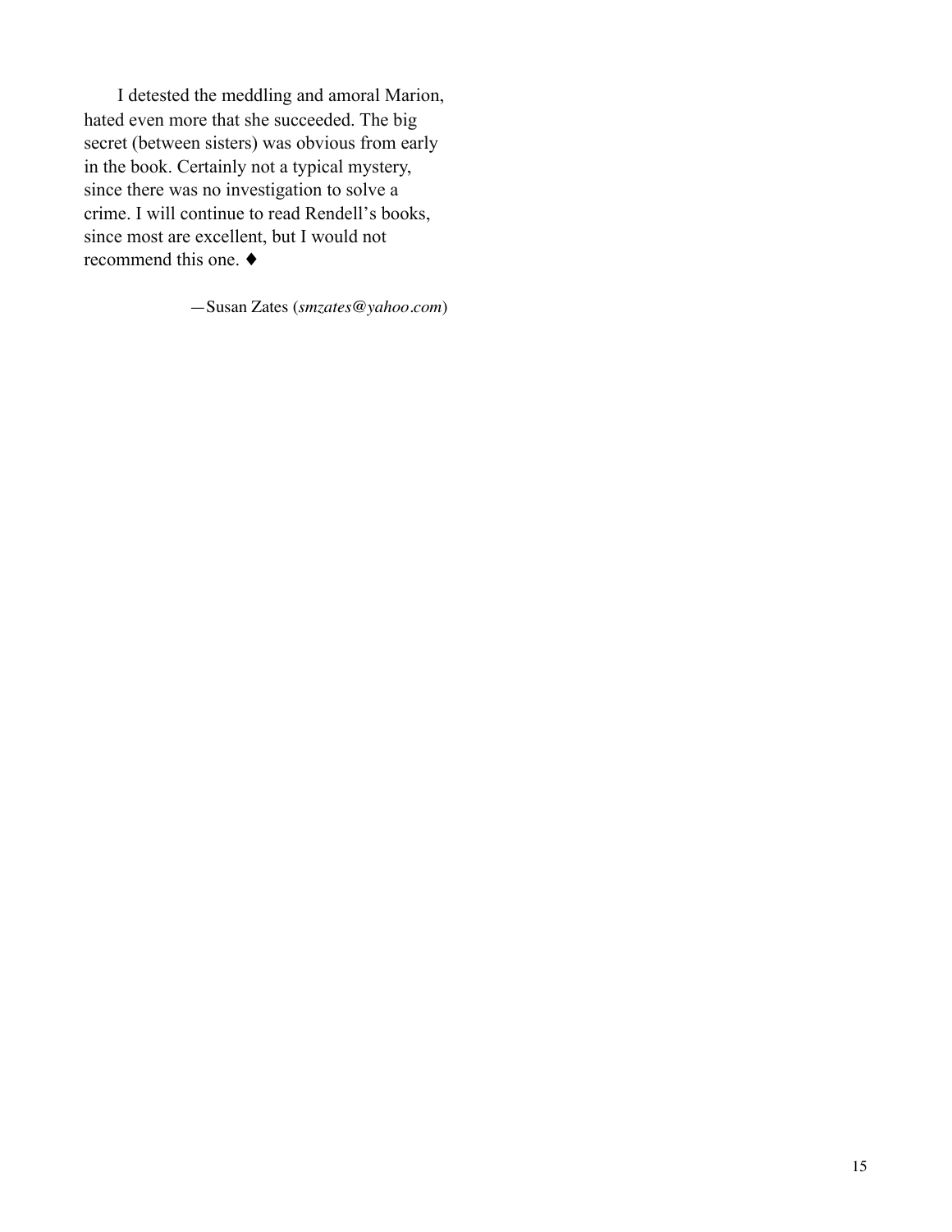I detested the meddling and amoral Marion, hated even more that she succeeded. The big secret (between sisters) was obvious from early in the book. Certainly not a typical mystery, since there was no investigation to solve a crime. I will continue to read Rendell's books, since most are excellent, but I would not recommend this one. ♦

—Susan Zates (*smzates@yahoo.com*)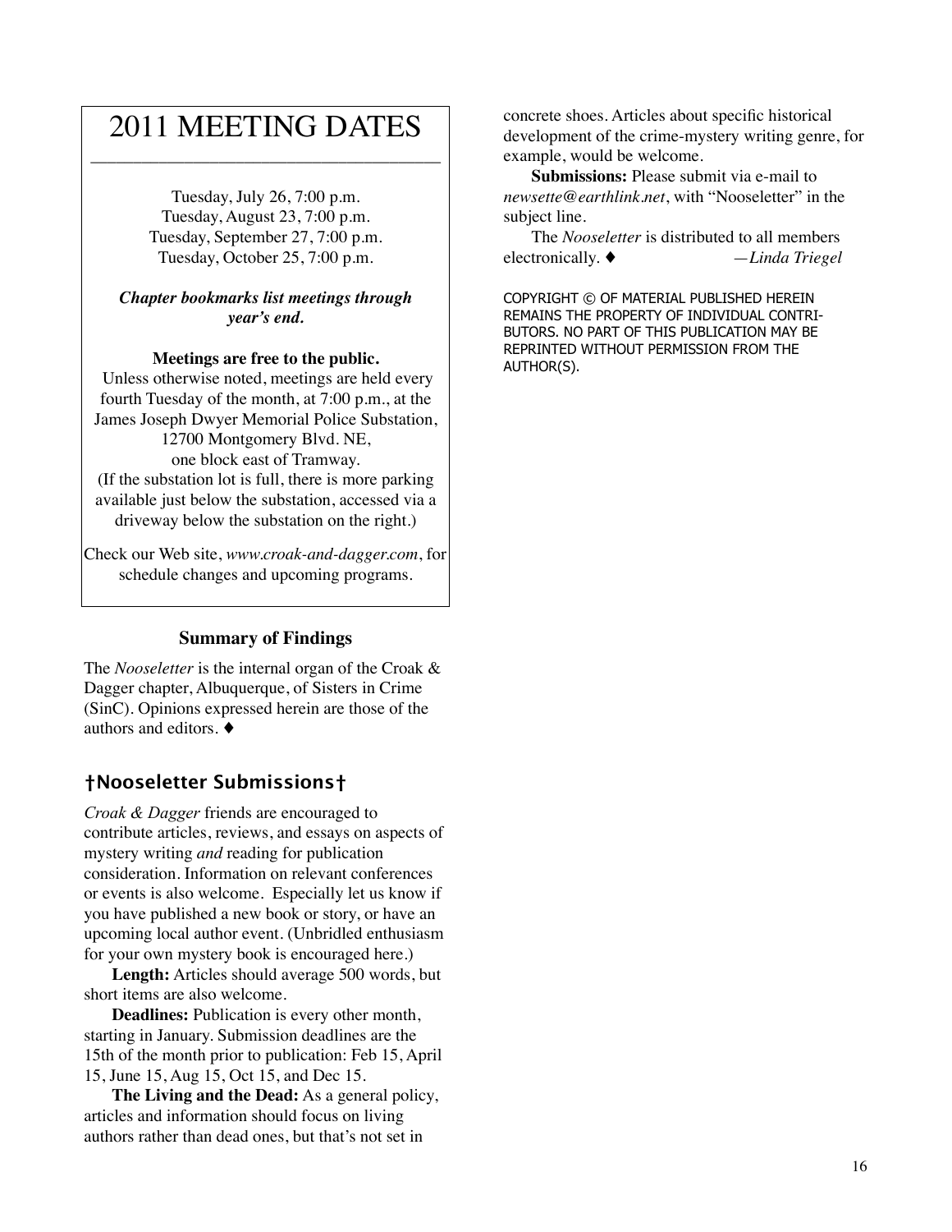# 2011 MEETING DATES

Tuesday, July 26, 7:00 p.m.
Tuesday, August 23, 7:00 p.m.
Tuesday, September 27, 7:00 p.m.
Tuesday, October 25, 7:00 p.m.

***Chapter bookmarks list meetings through year's end.***

**Meetings are free to the public.**
Unless otherwise noted, meetings are held every fourth Tuesday of the month, at 7:00 p.m., at the James Joseph Dwyer Memorial Police Substation, 12700 Montgomery Blvd. NE, one block east of Tramway.
(If the substation lot is full, there is more parking available just below the substation, accessed via a driveway below the substation on the right.)

Check our Web site, *www.croak-and-dagger.com*, for schedule changes and upcoming programs.

### Summary of Findings

The *Nooseletter* is the internal organ of the Croak & Dagger chapter, Albuquerque, of Sisters in Crime (SinC). Opinions expressed herein are those of the authors and editors. ♦

## †Nooseletter Submissions†

*Croak & Dagger* friends are encouraged to contribute articles, reviews, and essays on aspects of mystery writing *and* reading for publication consideration. Information on relevant conferences or events is also welcome. Especially let us know if you have published a new book or story, or have an upcoming local author event. (Unbridled enthusiasm for your own mystery book is encouraged here.)

**Length:** Articles should average 500 words, but short items are also welcome.

**Deadlines:** Publication is every other month, starting in January. Submission deadlines are the 15th of the month prior to publication: Feb 15, April 15, June 15, Aug 15, Oct 15, and Dec 15.

**The Living and the Dead:** As a general policy, articles and information should focus on living authors rather than dead ones, but that's not set in concrete shoes. Articles about specific historical development of the crime-mystery writing genre, for example, would be welcome.

**Submissions:** Please submit via e-mail to *newsette@earthlink.net*, with "Nooseletter" in the subject line.

The *Nooseletter* is distributed to all members electronically. ♦ —*Linda Triegel*

COPYRIGHT © OF MATERIAL PUBLISHED HEREIN REMAINS THE PROPERTY OF INDIVIDUAL CONTRIBUTORS. NO PART OF THIS PUBLICATION MAY BE REPRINTED WITHOUT PERMISSION FROM THE AUTHOR(S).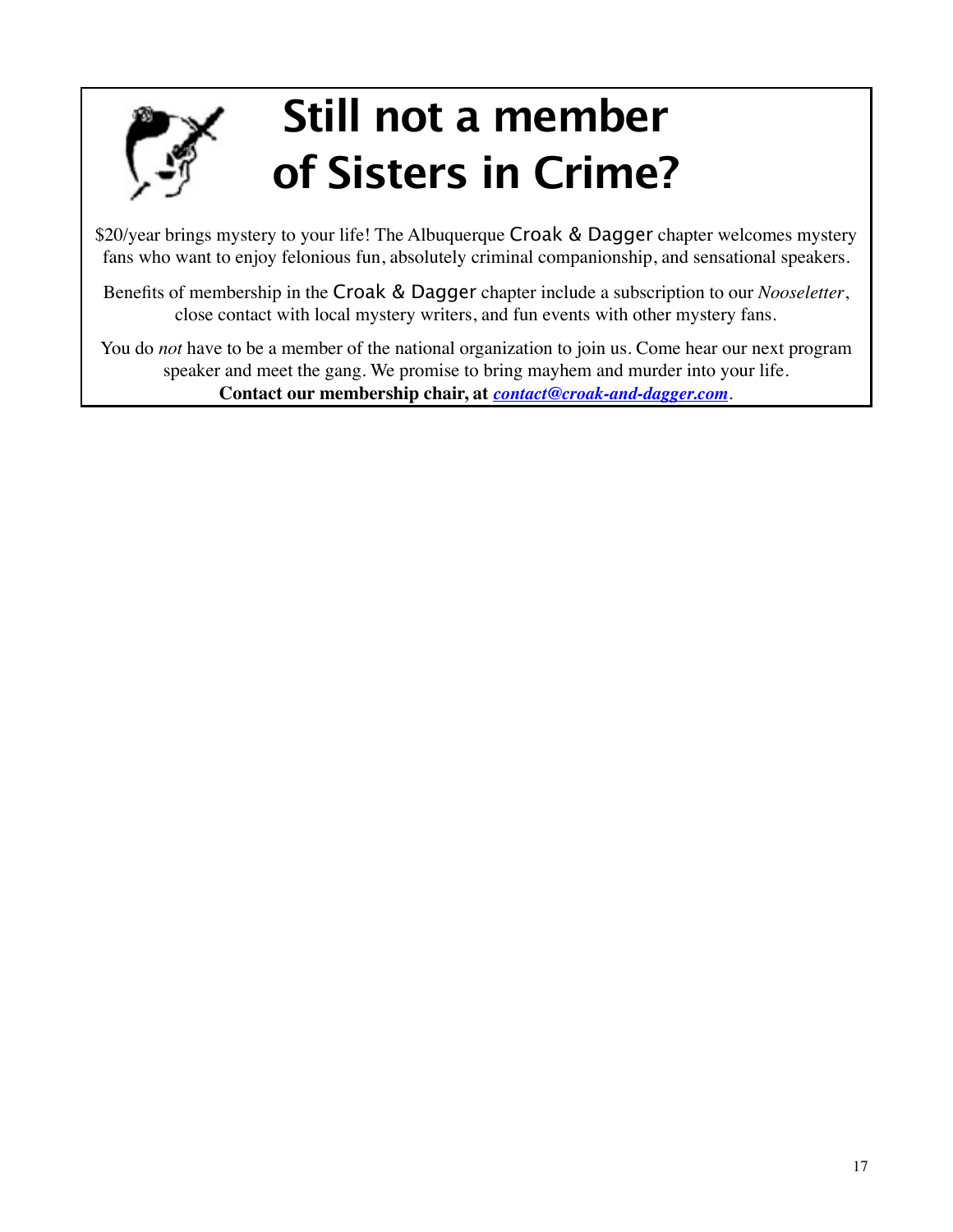# Still not a member of Sisters in Crime?

$20/year brings mystery to your life! The Albuquerque Croak & Dagger chapter welcomes mystery fans who want to enjoy felonious fun, absolutely criminal companionship, and sensational speakers.

Benefits of membership in the Croak & Dagger chapter include a subscription to our *Nooseletter*, close contact with local mystery writers, and fun events with other mystery fans.

You do *not* have to be a member of the national organization to join us. Come hear our next program speaker and meet the gang. We promise to bring mayhem and murder into your life.

**Contact our membership chair, at *contact@croak-and-dagger.com*.**